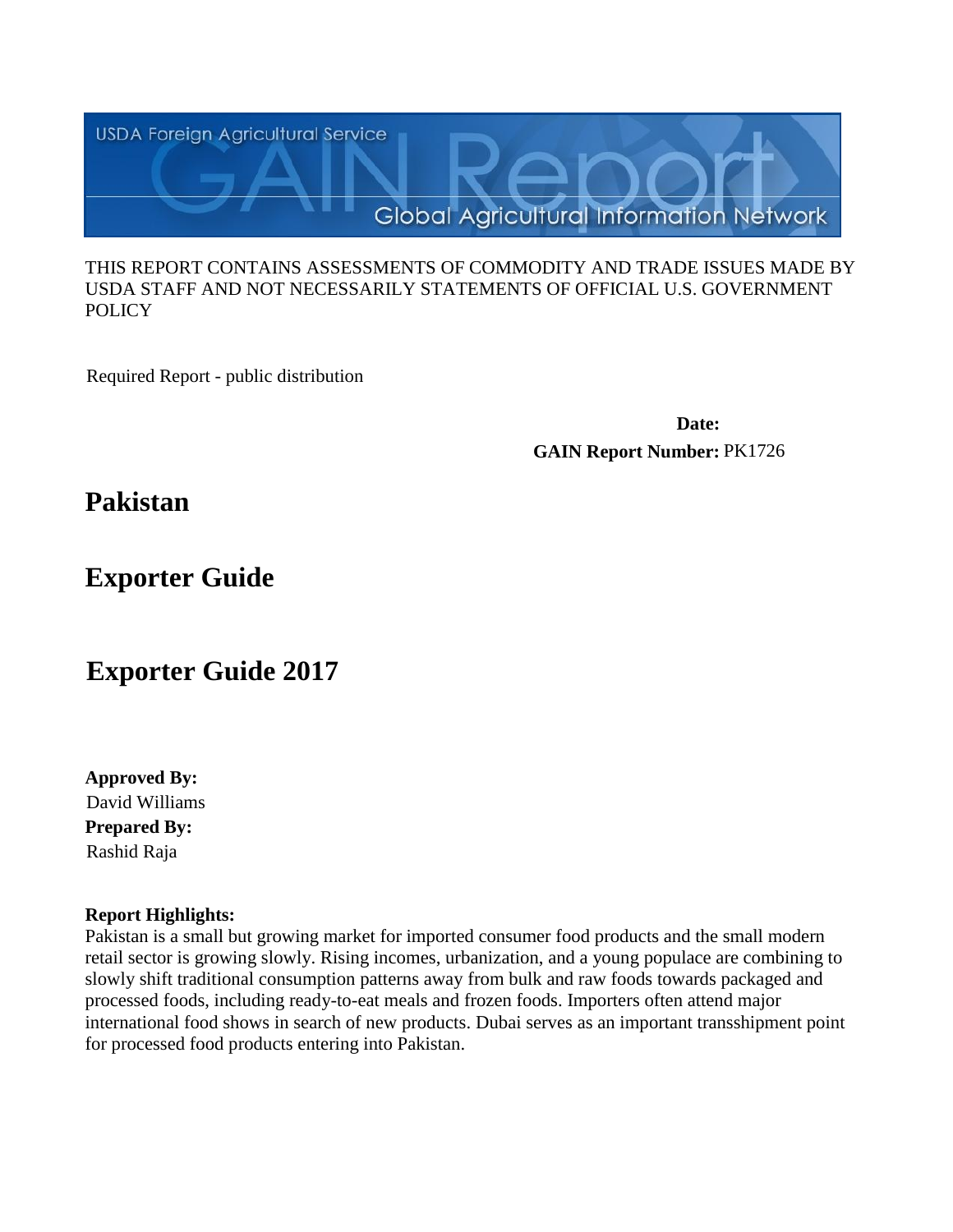USDA Foreign Agricultural Service

GAIN Report

Global Agricultural Information Network

THIS REPORT CONTAINS ASSESSMENTS OF COMMODITY AND TRADE ISSUES MADE BY USDA STAFF AND NOT NECESSARILY STATEMENTS OF OFFICIAL U.S. GOVERNMENT POLICY

Required Report - public distribution

**Date:**

**GAIN Report Number:** PK1726

# Pakistan

# Exporter Guide

# Exporter Guide 2017

**Approved By:**
David Williams

**Prepared By:**
Rashid Raja

**Report Highlights:**
Pakistan is a small but growing market for imported consumer food products and the small modern retail sector is growing slowly. Rising incomes, urbanization, and a young populace are combining to slowly shift traditional consumption patterns away from bulk and raw foods towards packaged and processed foods, including ready-to-eat meals and frozen foods. Importers often attend major international food shows in search of new products. Dubai serves as an important transshipment point for processed food products entering into Pakistan.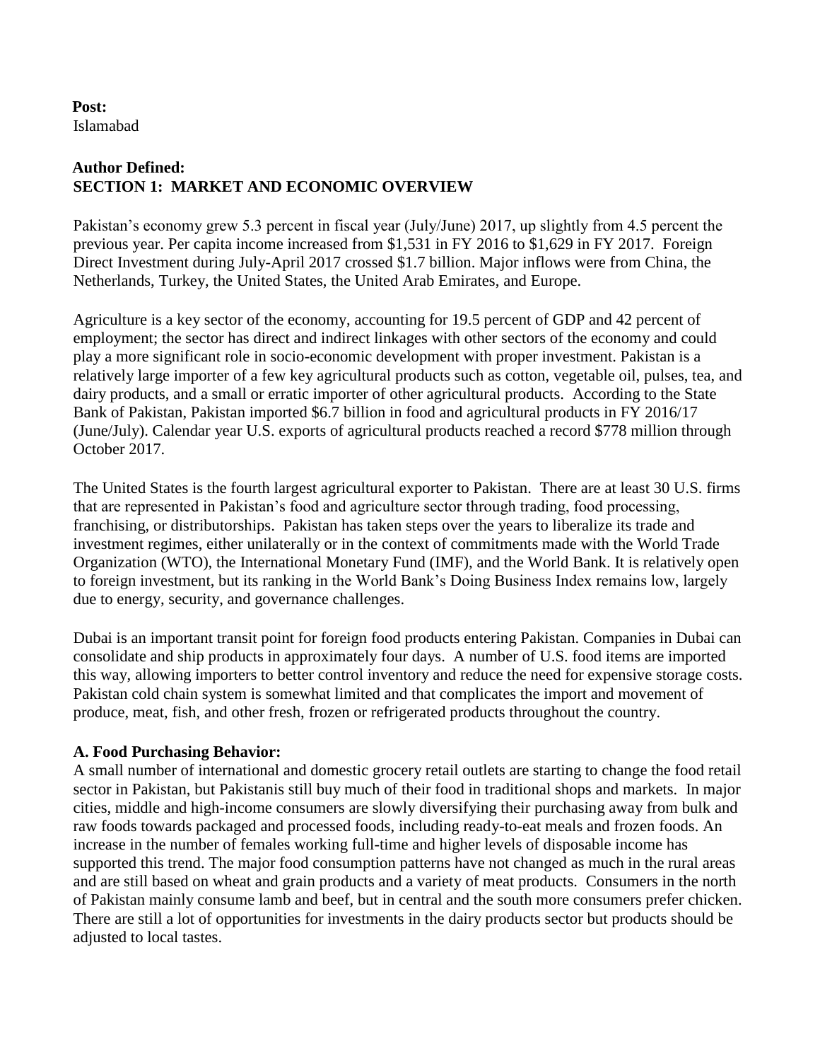**Post:**
Islamabad

**Author Defined:**
**SECTION 1: MARKET AND ECONOMIC OVERVIEW**

Pakistan's economy grew 5.3 percent in fiscal year (July/June) 2017, up slightly from 4.5 percent the previous year. Per capita income increased from $1,531 in FY 2016 to $1,629 in FY 2017. Foreign Direct Investment during July-April 2017 crossed $1.7 billion. Major inflows were from China, the Netherlands, Turkey, the United States, the United Arab Emirates, and Europe.

Agriculture is a key sector of the economy, accounting for 19.5 percent of GDP and 42 percent of employment; the sector has direct and indirect linkages with other sectors of the economy and could play a more significant role in socio-economic development with proper investment. Pakistan is a relatively large importer of a few key agricultural products such as cotton, vegetable oil, pulses, tea, and dairy products, and a small or erratic importer of other agricultural products. According to the State Bank of Pakistan, Pakistan imported $6.7 billion in food and agricultural products in FY 2016/17 (June/July). Calendar year U.S. exports of agricultural products reached a record $778 million through October 2017.

The United States is the fourth largest agricultural exporter to Pakistan. There are at least 30 U.S. firms that are represented in Pakistan's food and agriculture sector through trading, food processing, franchising, or distributorships. Pakistan has taken steps over the years to liberalize its trade and investment regimes, either unilaterally or in the context of commitments made with the World Trade Organization (WTO), the International Monetary Fund (IMF), and the World Bank. It is relatively open to foreign investment, but its ranking in the World Bank's Doing Business Index remains low, largely due to energy, security, and governance challenges.

Dubai is an important transit point for foreign food products entering Pakistan. Companies in Dubai can consolidate and ship products in approximately four days. A number of U.S. food items are imported this way, allowing importers to better control inventory and reduce the need for expensive storage costs. Pakistan cold chain system is somewhat limited and that complicates the import and movement of produce, meat, fish, and other fresh, frozen or refrigerated products throughout the country.

**A. Food Purchasing Behavior:**
A small number of international and domestic grocery retail outlets are starting to change the food retail sector in Pakistan, but Pakistanis still buy much of their food in traditional shops and markets. In major cities, middle and high-income consumers are slowly diversifying their purchasing away from bulk and raw foods towards packaged and processed foods, including ready-to-eat meals and frozen foods. An increase in the number of females working full-time and higher levels of disposable income has supported this trend. The major food consumption patterns have not changed as much in the rural areas and are still based on wheat and grain products and a variety of meat products. Consumers in the north of Pakistan mainly consume lamb and beef, but in central and the south more consumers prefer chicken. There are still a lot of opportunities for investments in the dairy products sector but products should be adjusted to local tastes.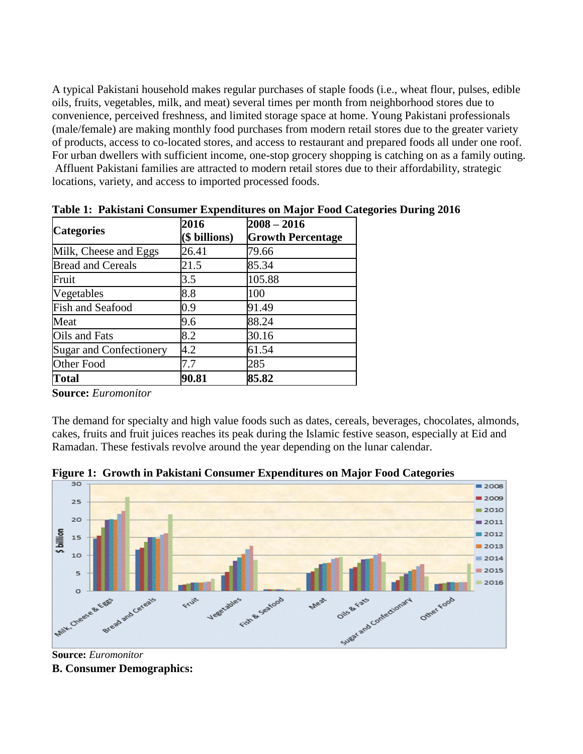A typical Pakistani household makes regular purchases of staple foods (i.e., wheat flour, pulses, edible oils, fruits, vegetables, milk, and meat) several times per month from neighborhood stores due to convenience, perceived freshness, and limited storage space at home. Young Pakistani professionals (male/female) are making monthly food purchases from modern retail stores due to the greater variety of products, access to co-located stores, and access to restaurant and prepared foods all under one roof. For urban dwellers with sufficient income, one-stop grocery shopping is catching on as a family outing. Affluent Pakistani families are attracted to modern retail stores due to their affordability, strategic locations, variety, and access to imported processed foods.

**Table 1: Pakistani Consumer Expenditures on Major Food Categories During 2016**

| Categories | 2016 ($ billions) | 2008 – 2016 Growth Percentage |
|---|---|---|
| Milk, Cheese and Eggs | 26.41 | 79.66 |
| Bread and Cereals | 21.5 | 85.34 |
| Fruit | 3.5 | 105.88 |
| Vegetables | 8.8 | 100 |
| Fish and Seafood | 0.9 | 91.49 |
| Meat | 9.6 | 88.24 |
| Oils and Fats | 8.2 | 30.16 |
| Sugar and Confectionery | 4.2 | 61.54 |
| Other Food | 7.7 | 285 |
| **Total** | **90.81** | **85.82** |

**Source:** *Euromonitor*

The demand for specialty and high value foods such as dates, cereals, beverages, chocolates, almonds, cakes, fruits and fruit juices reaches its peak during the Islamic festive season, especially at Eid and Ramadan. These festivals revolve around the year depending on the lunar calendar.

**Figure 1: Growth in Pakistani Consumer Expenditures on Major Food Categories**

**Source:** *Euromonitor*

**B. Consumer Demographics:**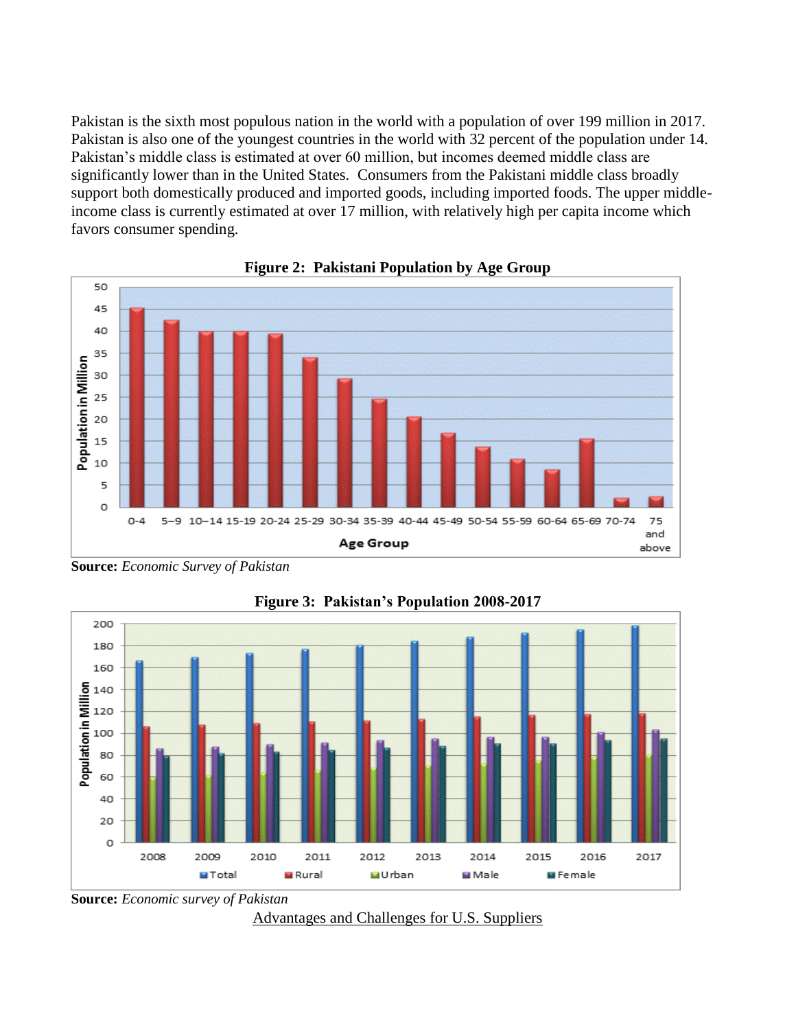Pakistan is the sixth most populous nation in the world with a population of over 199 million in 2017. Pakistan is also one of the youngest countries in the world with 32 percent of the population under 14. Pakistan's middle class is estimated at over 60 million, but incomes deemed middle class are significantly lower than in the United States. Consumers from the Pakistani middle class broadly support both domestically produced and imported goods, including imported foods. The upper middle-income class is currently estimated at over 17 million, with relatively high per capita income which favors consumer spending.

**Figure 2: Pakistani Population by Age Group**

**Source:** *Economic Survey of Pakistan*

**Figure 3: Pakistan's Population 2008-2017**

**Source:** *Economic survey of Pakistan*

Advantages and Challenges for U.S. Suppliers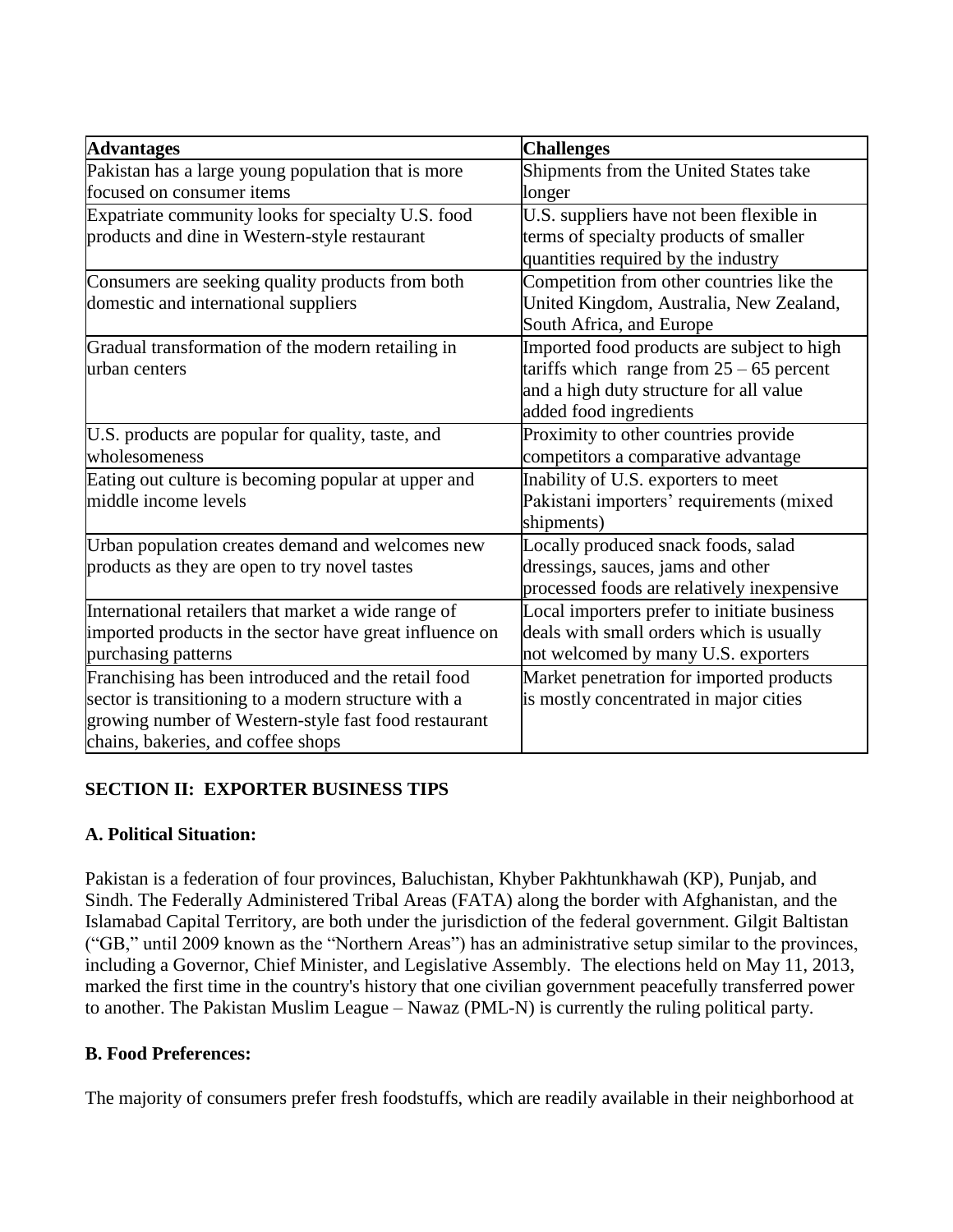| **Advantages** | **Challenges** |
| --- | --- |
| Pakistan has a large young population that is more focused on consumer items | Shipments from the United States take longer |
| Expatriate community looks for specialty U.S. food products and dine in Western-style restaurant | U.S. suppliers have not been flexible in terms of specialty products of smaller quantities required by the industry |
| Consumers are seeking quality products from both domestic and international suppliers | Competition from other countries like the United Kingdom, Australia, New Zealand, South Africa, and Europe |
| Gradual transformation of the modern retailing in urban centers | Imported food products are subject to high tariffs which range from 25 – 65 percent and a high duty structure for all value added food ingredients |
| U.S. products are popular for quality, taste, and wholesomeness | Proximity to other countries provide competitors a comparative advantage |
| Eating out culture is becoming popular at upper and middle income levels | Inability of U.S. exporters to meet Pakistani importers' requirements (mixed shipments) |
| Urban population creates demand and welcomes new products as they are open to try novel tastes | Locally produced snack foods, salad dressings, sauces, jams and other processed foods are relatively inexpensive |
| International retailers that market a wide range of imported products in the sector have great influence on purchasing patterns | Local importers prefer to initiate business deals with small orders which is usually not welcomed by many U.S. exporters |
| Franchising has been introduced and the retail food sector is transitioning to a modern structure with a growing number of Western-style fast food restaurant chains, bakeries, and coffee shops | Market penetration for imported products is mostly concentrated in major cities |

## SECTION II: EXPORTER BUSINESS TIPS

### A. Political Situation:

Pakistan is a federation of four provinces, Baluchistan, Khyber Pakhtunkhawah (KP), Punjab, and Sindh. The Federally Administered Tribal Areas (FATA) along the border with Afghanistan, and the Islamabad Capital Territory, are both under the jurisdiction of the federal government. Gilgit Baltistan ("GB," until 2009 known as the "Northern Areas") has an administrative setup similar to the provinces, including a Governor, Chief Minister, and Legislative Assembly. The elections held on May 11, 2013, marked the first time in the country's history that one civilian government peacefully transferred power to another. The Pakistan Muslim League – Nawaz (PML-N) is currently the ruling political party.

### B. Food Preferences:

The majority of consumers prefer fresh foodstuffs, which are readily available in their neighborhood at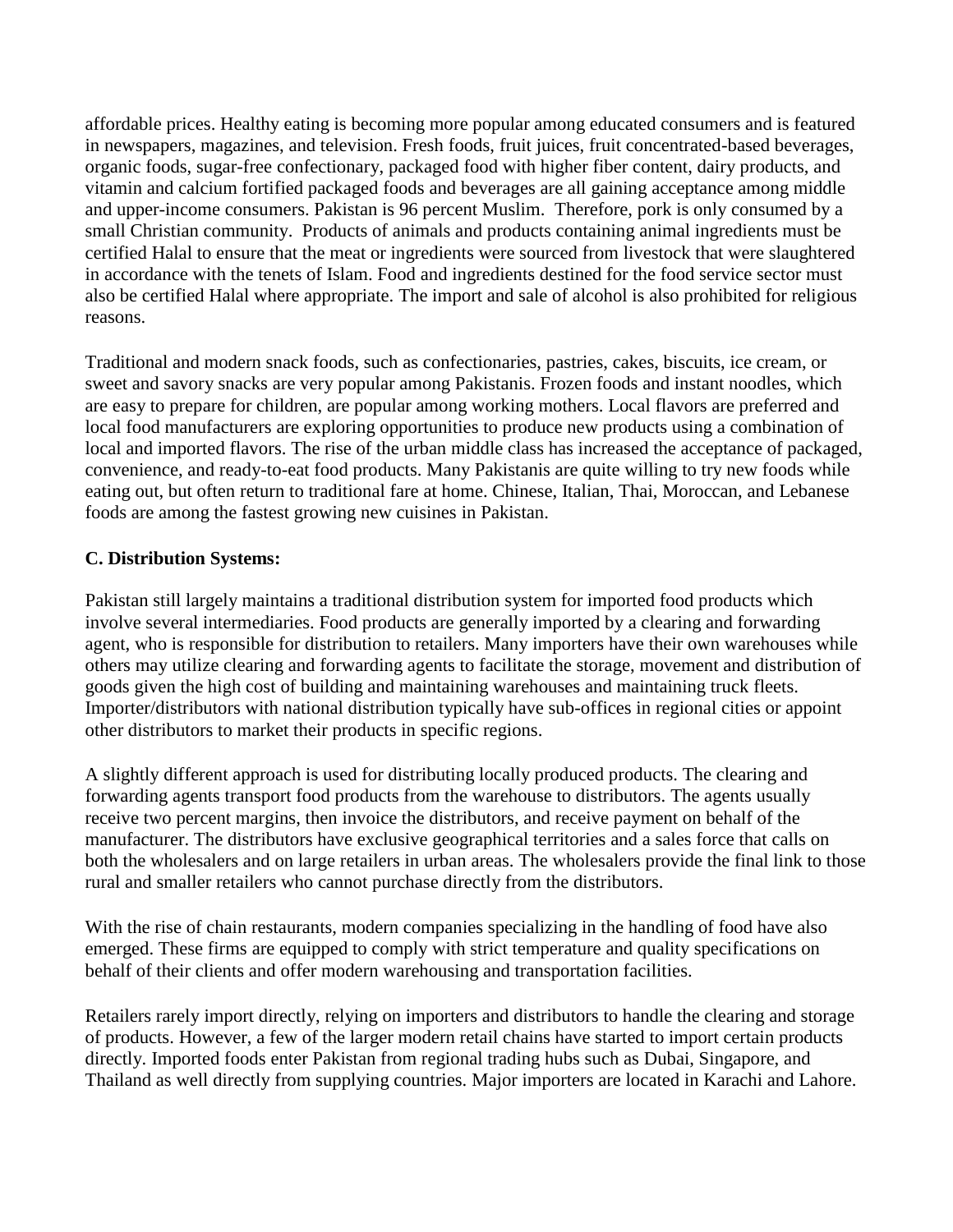affordable prices. Healthy eating is becoming more popular among educated consumers and is featured in newspapers, magazines, and television. Fresh foods, fruit juices, fruit concentrated-based beverages, organic foods, sugar-free confectionary, packaged food with higher fiber content, dairy products, and vitamin and calcium fortified packaged foods and beverages are all gaining acceptance among middle and upper-income consumers. Pakistan is 96 percent Muslim. Therefore, pork is only consumed by a small Christian community. Products of animals and products containing animal ingredients must be certified Halal to ensure that the meat or ingredients were sourced from livestock that were slaughtered in accordance with the tenets of Islam. Food and ingredients destined for the food service sector must also be certified Halal where appropriate. The import and sale of alcohol is also prohibited for religious reasons.

Traditional and modern snack foods, such as confectionaries, pastries, cakes, biscuits, ice cream, or sweet and savory snacks are very popular among Pakistanis. Frozen foods and instant noodles, which are easy to prepare for children, are popular among working mothers. Local flavors are preferred and local food manufacturers are exploring opportunities to produce new products using a combination of local and imported flavors. The rise of the urban middle class has increased the acceptance of packaged, convenience, and ready-to-eat food products. Many Pakistanis are quite willing to try new foods while eating out, but often return to traditional fare at home. Chinese, Italian, Thai, Moroccan, and Lebanese foods are among the fastest growing new cuisines in Pakistan.

**C. Distribution Systems:**

Pakistan still largely maintains a traditional distribution system for imported food products which involve several intermediaries. Food products are generally imported by a clearing and forwarding agent, who is responsible for distribution to retailers. Many importers have their own warehouses while others may utilize clearing and forwarding agents to facilitate the storage, movement and distribution of goods given the high cost of building and maintaining warehouses and maintaining truck fleets. Importer/distributors with national distribution typically have sub-offices in regional cities or appoint other distributors to market their products in specific regions.

A slightly different approach is used for distributing locally produced products. The clearing and forwarding agents transport food products from the warehouse to distributors. The agents usually receive two percent margins, then invoice the distributors, and receive payment on behalf of the manufacturer. The distributors have exclusive geographical territories and a sales force that calls on both the wholesalers and on large retailers in urban areas. The wholesalers provide the final link to those rural and smaller retailers who cannot purchase directly from the distributors.

With the rise of chain restaurants, modern companies specializing in the handling of food have also emerged. These firms are equipped to comply with strict temperature and quality specifications on behalf of their clients and offer modern warehousing and transportation facilities.

Retailers rarely import directly, relying on importers and distributors to handle the clearing and storage of products. However, a few of the larger modern retail chains have started to import certain products directly. Imported foods enter Pakistan from regional trading hubs such as Dubai, Singapore, and Thailand as well directly from supplying countries. Major importers are located in Karachi and Lahore.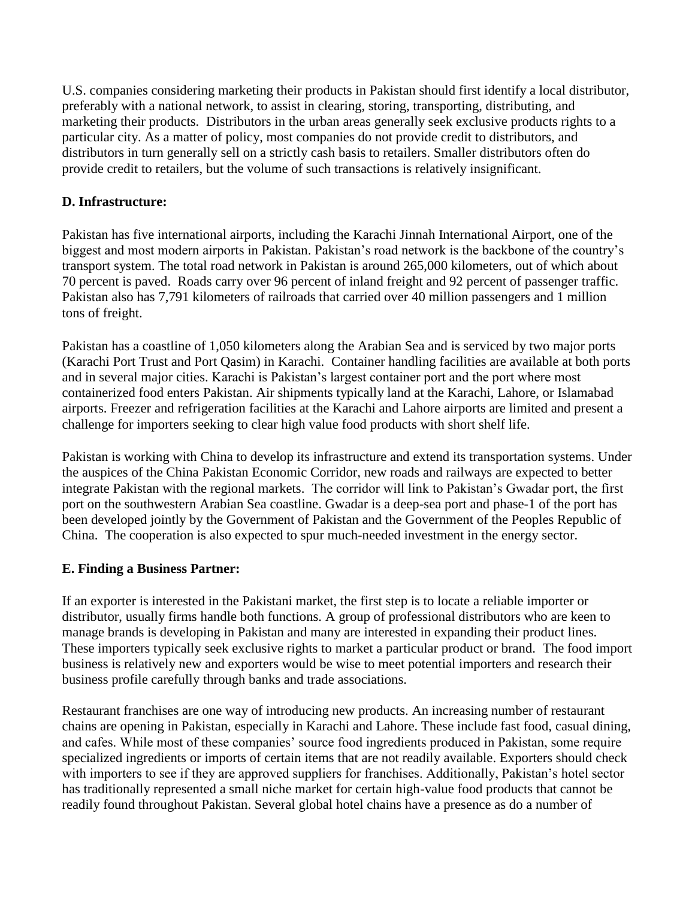U.S. companies considering marketing their products in Pakistan should first identify a local distributor, preferably with a national network, to assist in clearing, storing, transporting, distributing, and marketing their products. Distributors in the urban areas generally seek exclusive products rights to a particular city. As a matter of policy, most companies do not provide credit to distributors, and distributors in turn generally sell on a strictly cash basis to retailers. Smaller distributors often do provide credit to retailers, but the volume of such transactions is relatively insignificant.

**D. Infrastructure:**

Pakistan has five international airports, including the Karachi Jinnah International Airport, one of the biggest and most modern airports in Pakistan. Pakistan's road network is the backbone of the country's transport system. The total road network in Pakistan is around 265,000 kilometers, out of which about 70 percent is paved. Roads carry over 96 percent of inland freight and 92 percent of passenger traffic. Pakistan also has 7,791 kilometers of railroads that carried over 40 million passengers and 1 million tons of freight.

Pakistan has a coastline of 1,050 kilometers along the Arabian Sea and is serviced by two major ports (Karachi Port Trust and Port Qasim) in Karachi. Container handling facilities are available at both ports and in several major cities. Karachi is Pakistan's largest container port and the port where most containerized food enters Pakistan. Air shipments typically land at the Karachi, Lahore, or Islamabad airports. Freezer and refrigeration facilities at the Karachi and Lahore airports are limited and present a challenge for importers seeking to clear high value food products with short shelf life.

Pakistan is working with China to develop its infrastructure and extend its transportation systems. Under the auspices of the China Pakistan Economic Corridor, new roads and railways are expected to better integrate Pakistan with the regional markets. The corridor will link to Pakistan's Gwadar port, the first port on the southwestern Arabian Sea coastline. Gwadar is a deep-sea port and phase-1 of the port has been developed jointly by the Government of Pakistan and the Government of the Peoples Republic of China. The cooperation is also expected to spur much-needed investment in the energy sector.

**E. Finding a Business Partner:**

If an exporter is interested in the Pakistani market, the first step is to locate a reliable importer or distributor, usually firms handle both functions. A group of professional distributors who are keen to manage brands is developing in Pakistan and many are interested in expanding their product lines. These importers typically seek exclusive rights to market a particular product or brand. The food import business is relatively new and exporters would be wise to meet potential importers and research their business profile carefully through banks and trade associations.

Restaurant franchises are one way of introducing new products. An increasing number of restaurant chains are opening in Pakistan, especially in Karachi and Lahore. These include fast food, casual dining, and cafes. While most of these companies' source food ingredients produced in Pakistan, some require specialized ingredients or imports of certain items that are not readily available. Exporters should check with importers to see if they are approved suppliers for franchises. Additionally, Pakistan's hotel sector has traditionally represented a small niche market for certain high-value food products that cannot be readily found throughout Pakistan. Several global hotel chains have a presence as do a number of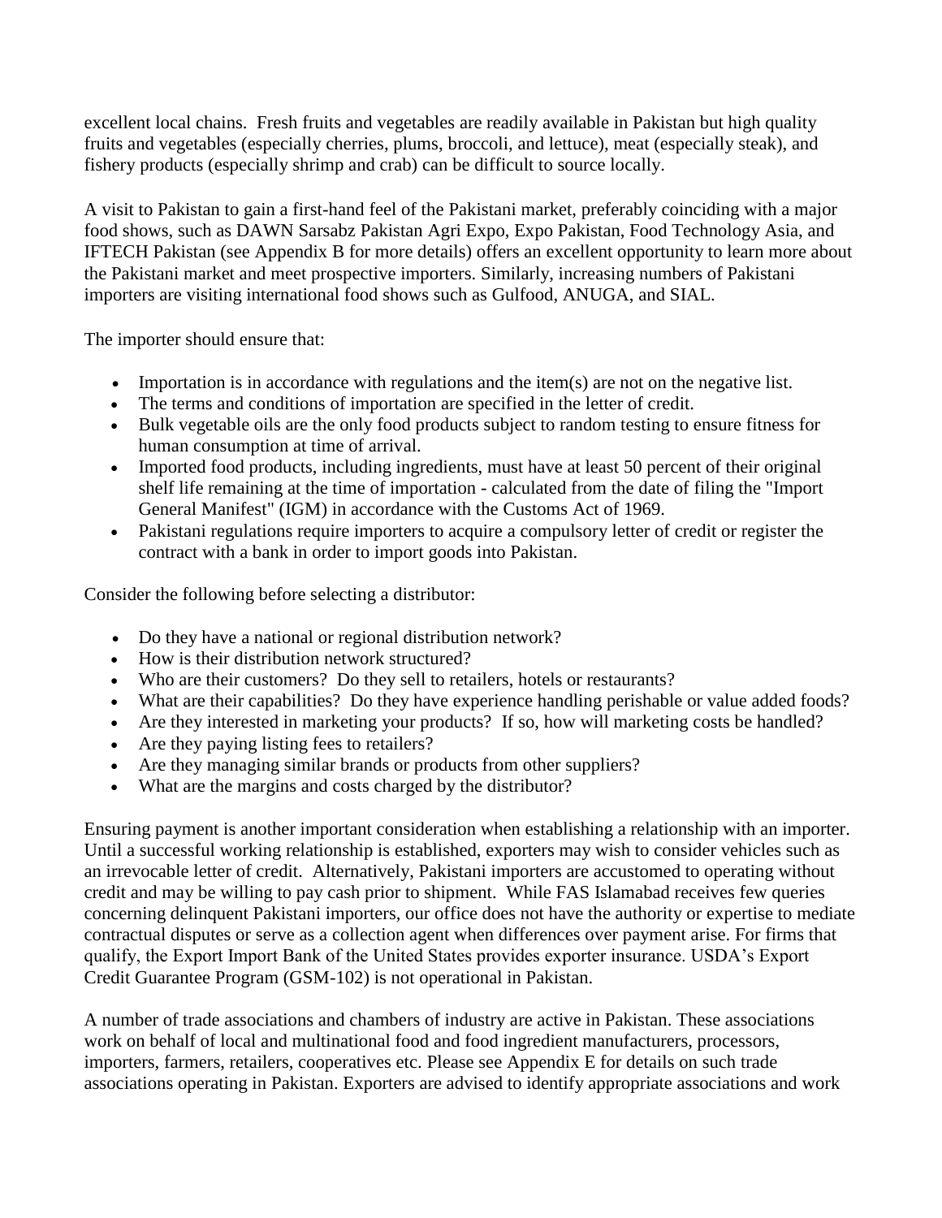excellent local chains. Fresh fruits and vegetables are readily available in Pakistan but high quality fruits and vegetables (especially cherries, plums, broccoli, and lettuce), meat (especially steak), and fishery products (especially shrimp and crab) can be difficult to source locally.

A visit to Pakistan to gain a first-hand feel of the Pakistani market, preferably coinciding with a major food shows, such as DAWN Sarsabz Pakistan Agri Expo, Expo Pakistan, Food Technology Asia, and IFTECH Pakistan (see Appendix B for more details) offers an excellent opportunity to learn more about the Pakistani market and meet prospective importers. Similarly, increasing numbers of Pakistani importers are visiting international food shows such as Gulfood, ANUGA, and SIAL.

The importer should ensure that:

- Importation is in accordance with regulations and the item(s) are not on the negative list.
- The terms and conditions of importation are specified in the letter of credit.
- Bulk vegetable oils are the only food products subject to random testing to ensure fitness for human consumption at time of arrival.
- Imported food products, including ingredients, must have at least 50 percent of their original shelf life remaining at the time of importation - calculated from the date of filing the "Import General Manifest" (IGM) in accordance with the Customs Act of 1969.
- Pakistani regulations require importers to acquire a compulsory letter of credit or register the contract with a bank in order to import goods into Pakistan.

Consider the following before selecting a distributor:

- Do they have a national or regional distribution network?
- How is their distribution network structured?
- Who are their customers? Do they sell to retailers, hotels or restaurants?
- What are their capabilities? Do they have experience handling perishable or value added foods?
- Are they interested in marketing your products? If so, how will marketing costs be handled?
- Are they paying listing fees to retailers?
- Are they managing similar brands or products from other suppliers?
- What are the margins and costs charged by the distributor?

Ensuring payment is another important consideration when establishing a relationship with an importer. Until a successful working relationship is established, exporters may wish to consider vehicles such as an irrevocable letter of credit. Alternatively, Pakistani importers are accustomed to operating without credit and may be willing to pay cash prior to shipment. While FAS Islamabad receives few queries concerning delinquent Pakistani importers, our office does not have the authority or expertise to mediate contractual disputes or serve as a collection agent when differences over payment arise. For firms that qualify, the Export Import Bank of the United States provides exporter insurance. USDA's Export Credit Guarantee Program (GSM-102) is not operational in Pakistan.

A number of trade associations and chambers of industry are active in Pakistan. These associations work on behalf of local and multinational food and food ingredient manufacturers, processors, importers, farmers, retailers, cooperatives etc. Please see Appendix E for details on such trade associations operating in Pakistan. Exporters are advised to identify appropriate associations and work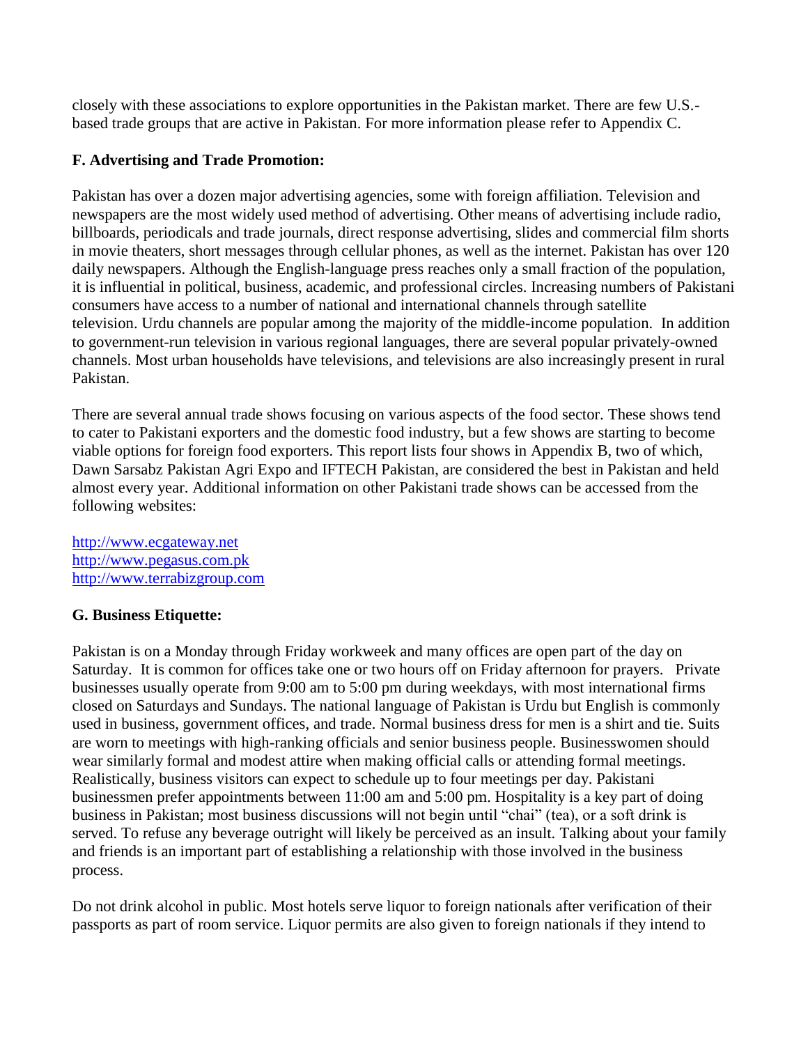closely with these associations to explore opportunities in the Pakistan market. There are few U.S.-based trade groups that are active in Pakistan. For more information please refer to Appendix C.

### F. Advertising and Trade Promotion:

Pakistan has over a dozen major advertising agencies, some with foreign affiliation. Television and newspapers are the most widely used method of advertising. Other means of advertising include radio, billboards, periodicals and trade journals, direct response advertising, slides and commercial film shorts in movie theaters, short messages through cellular phones, as well as the internet. Pakistan has over 120 daily newspapers. Although the English-language press reaches only a small fraction of the population, it is influential in political, business, academic, and professional circles. Increasing numbers of Pakistani consumers have access to a number of national and international channels through satellite television. Urdu channels are popular among the majority of the middle-income population. In addition to government-run television in various regional languages, there are several popular privately-owned channels. Most urban households have televisions, and televisions are also increasingly present in rural Pakistan.

There are several annual trade shows focusing on various aspects of the food sector. These shows tend to cater to Pakistani exporters and the domestic food industry, but a few shows are starting to become viable options for foreign food exporters. This report lists four shows in Appendix B, two of which, Dawn Sarsabz Pakistan Agri Expo and IFTECH Pakistan, are considered the best in Pakistan and held almost every year. Additional information on other Pakistani trade shows can be accessed from the following websites:

http://www.ecgateway.net
http://www.pegasus.com.pk
http://www.terrabizgroup.com

### G. Business Etiquette:

Pakistan is on a Monday through Friday workweek and many offices are open part of the day on Saturday. It is common for offices take one or two hours off on Friday afternoon for prayers. Private businesses usually operate from 9:00 am to 5:00 pm during weekdays, with most international firms closed on Saturdays and Sundays. The national language of Pakistan is Urdu but English is commonly used in business, government offices, and trade. Normal business dress for men is a shirt and tie. Suits are worn to meetings with high-ranking officials and senior business people. Businesswomen should wear similarly formal and modest attire when making official calls or attending formal meetings. Realistically, business visitors can expect to schedule up to four meetings per day. Pakistani businessmen prefer appointments between 11:00 am and 5:00 pm. Hospitality is a key part of doing business in Pakistan; most business discussions will not begin until "chai" (tea), or a soft drink is served. To refuse any beverage outright will likely be perceived as an insult. Talking about your family and friends is an important part of establishing a relationship with those involved in the business process.

Do not drink alcohol in public. Most hotels serve liquor to foreign nationals after verification of their passports as part of room service. Liquor permits are also given to foreign nationals if they intend to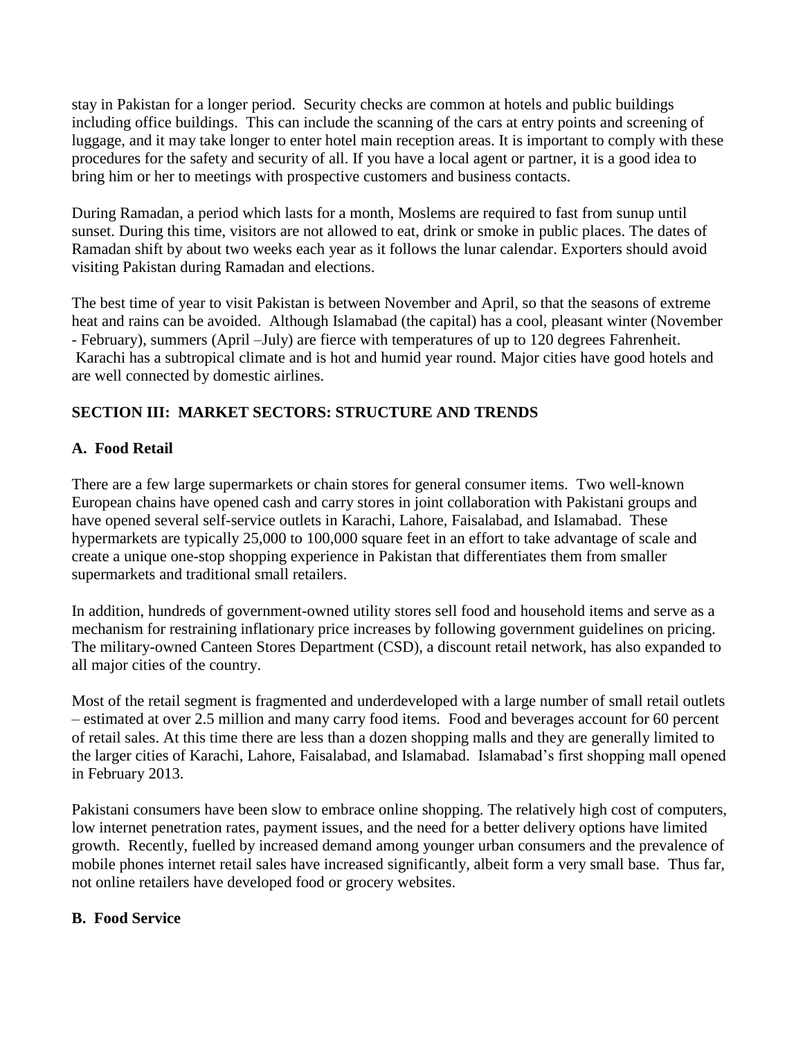stay in Pakistan for a longer period. Security checks are common at hotels and public buildings including office buildings. This can include the scanning of the cars at entry points and screening of luggage, and it may take longer to enter hotel main reception areas. It is important to comply with these procedures for the safety and security of all. If you have a local agent or partner, it is a good idea to bring him or her to meetings with prospective customers and business contacts.

During Ramadan, a period which lasts for a month, Moslems are required to fast from sunup until sunset. During this time, visitors are not allowed to eat, drink or smoke in public places. The dates of Ramadan shift by about two weeks each year as it follows the lunar calendar. Exporters should avoid visiting Pakistan during Ramadan and elections.

The best time of year to visit Pakistan is between November and April, so that the seasons of extreme heat and rains can be avoided. Although Islamabad (the capital) has a cool, pleasant winter (November - February), summers (April –July) are fierce with temperatures of up to 120 degrees Fahrenheit. Karachi has a subtropical climate and is hot and humid year round. Major cities have good hotels and are well connected by domestic airlines.

## SECTION III: MARKET SECTORS: STRUCTURE AND TRENDS

### A. Food Retail

There are a few large supermarkets or chain stores for general consumer items. Two well-known European chains have opened cash and carry stores in joint collaboration with Pakistani groups and have opened several self-service outlets in Karachi, Lahore, Faisalabad, and Islamabad. These hypermarkets are typically 25,000 to 100,000 square feet in an effort to take advantage of scale and create a unique one-stop shopping experience in Pakistan that differentiates them from smaller supermarkets and traditional small retailers.

In addition, hundreds of government-owned utility stores sell food and household items and serve as a mechanism for restraining inflationary price increases by following government guidelines on pricing. The military-owned Canteen Stores Department (CSD), a discount retail network, has also expanded to all major cities of the country.

Most of the retail segment is fragmented and underdeveloped with a large number of small retail outlets – estimated at over 2.5 million and many carry food items. Food and beverages account for 60 percent of retail sales. At this time there are less than a dozen shopping malls and they are generally limited to the larger cities of Karachi, Lahore, Faisalabad, and Islamabad. Islamabad's first shopping mall opened in February 2013.

Pakistani consumers have been slow to embrace online shopping. The relatively high cost of computers, low internet penetration rates, payment issues, and the need for a better delivery options have limited growth. Recently, fuelled by increased demand among younger urban consumers and the prevalence of mobile phones internet retail sales have increased significantly, albeit form a very small base. Thus far, not online retailers have developed food or grocery websites.

### B. Food Service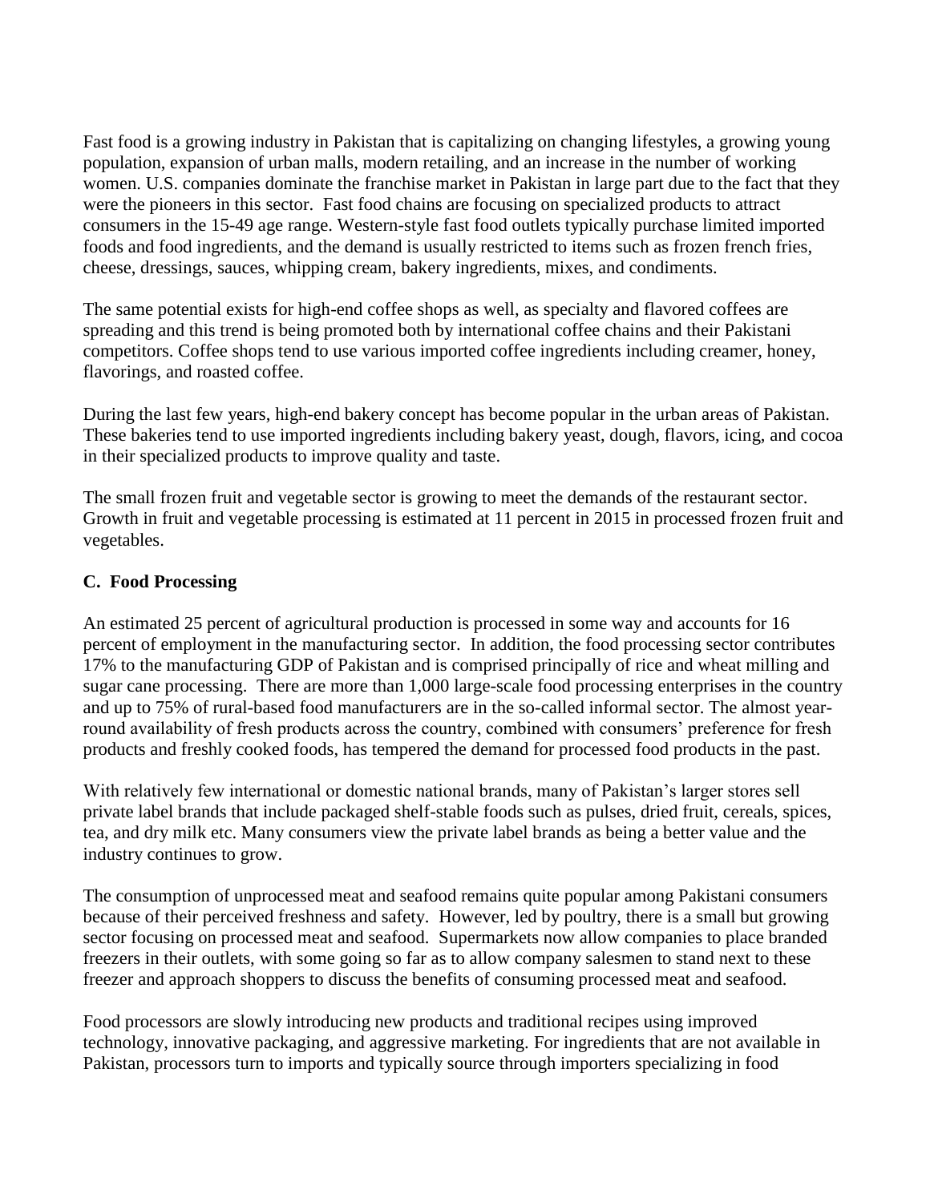Fast food is a growing industry in Pakistan that is capitalizing on changing lifestyles, a growing young population, expansion of urban malls, modern retailing, and an increase in the number of working women. U.S. companies dominate the franchise market in Pakistan in large part due to the fact that they were the pioneers in this sector. Fast food chains are focusing on specialized products to attract consumers in the 15-49 age range. Western-style fast food outlets typically purchase limited imported foods and food ingredients, and the demand is usually restricted to items such as frozen french fries, cheese, dressings, sauces, whipping cream, bakery ingredients, mixes, and condiments.

The same potential exists for high-end coffee shops as well, as specialty and flavored coffees are spreading and this trend is being promoted both by international coffee chains and their Pakistani competitors. Coffee shops tend to use various imported coffee ingredients including creamer, honey, flavorings, and roasted coffee.

During the last few years, high-end bakery concept has become popular in the urban areas of Pakistan. These bakeries tend to use imported ingredients including bakery yeast, dough, flavors, icing, and cocoa in their specialized products to improve quality and taste.

The small frozen fruit and vegetable sector is growing to meet the demands of the restaurant sector. Growth in fruit and vegetable processing is estimated at 11 percent in 2015 in processed frozen fruit and vegetables.

**C. Food Processing**

An estimated 25 percent of agricultural production is processed in some way and accounts for 16 percent of employment in the manufacturing sector. In addition, the food processing sector contributes 17% to the manufacturing GDP of Pakistan and is comprised principally of rice and wheat milling and sugar cane processing. There are more than 1,000 large-scale food processing enterprises in the country and up to 75% of rural-based food manufacturers are in the so-called informal sector. The almost year-round availability of fresh products across the country, combined with consumers' preference for fresh products and freshly cooked foods, has tempered the demand for processed food products in the past.

With relatively few international or domestic national brands, many of Pakistan's larger stores sell private label brands that include packaged shelf-stable foods such as pulses, dried fruit, cereals, spices, tea, and dry milk etc. Many consumers view the private label brands as being a better value and the industry continues to grow.

The consumption of unprocessed meat and seafood remains quite popular among Pakistani consumers because of their perceived freshness and safety. However, led by poultry, there is a small but growing sector focusing on processed meat and seafood. Supermarkets now allow companies to place branded freezers in their outlets, with some going so far as to allow company salesmen to stand next to these freezer and approach shoppers to discuss the benefits of consuming processed meat and seafood.

Food processors are slowly introducing new products and traditional recipes using improved technology, innovative packaging, and aggressive marketing. For ingredients that are not available in Pakistan, processors turn to imports and typically source through importers specializing in food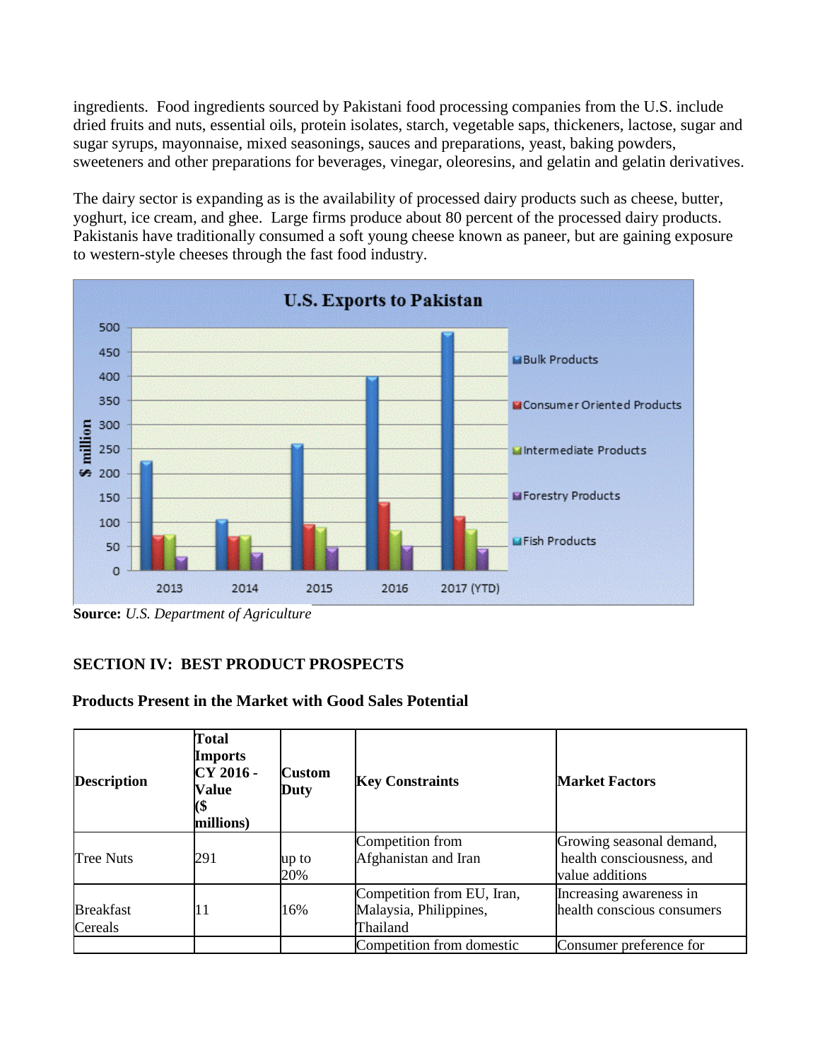ingredients. Food ingredients sourced by Pakistani food processing companies from the U.S. include dried fruits and nuts, essential oils, protein isolates, starch, vegetable saps, thickeners, lactose, sugar and sugar syrups, mayonnaise, mixed seasonings, sauces and preparations, yeast, baking powders, sweeteners and other preparations for beverages, vinegar, oleoresins, and gelatin and gelatin derivatives.

The dairy sector is expanding as is the availability of processed dairy products such as cheese, butter, yoghurt, ice cream, and ghee. Large firms produce about 80 percent of the processed dairy products. Pakistanis have traditionally consumed a soft young cheese known as paneer, but are gaining exposure to western-style cheeses through the fast food industry.

**Source:** *U.S. Department of Agriculture*

## SECTION IV: BEST PRODUCT PROSPECTS

### Products Present in the Market with Good Sales Potential

| Description | Total Imports CY 2016 - Value ($ millions) | Custom Duty | Key Constraints | Market Factors |
|---|---|---|---|---|
| Tree Nuts | 291 | up to 20% | Competition from Afghanistan and Iran | Growing seasonal demand, health consciousness, and value additions |
| Breakfast Cereals | 11 | 16% | Competition from EU, Iran, Malaysia, Philippines, Thailand | Increasing awareness in health conscious consumers |
| | | | Competition from domestic | Consumer preference for |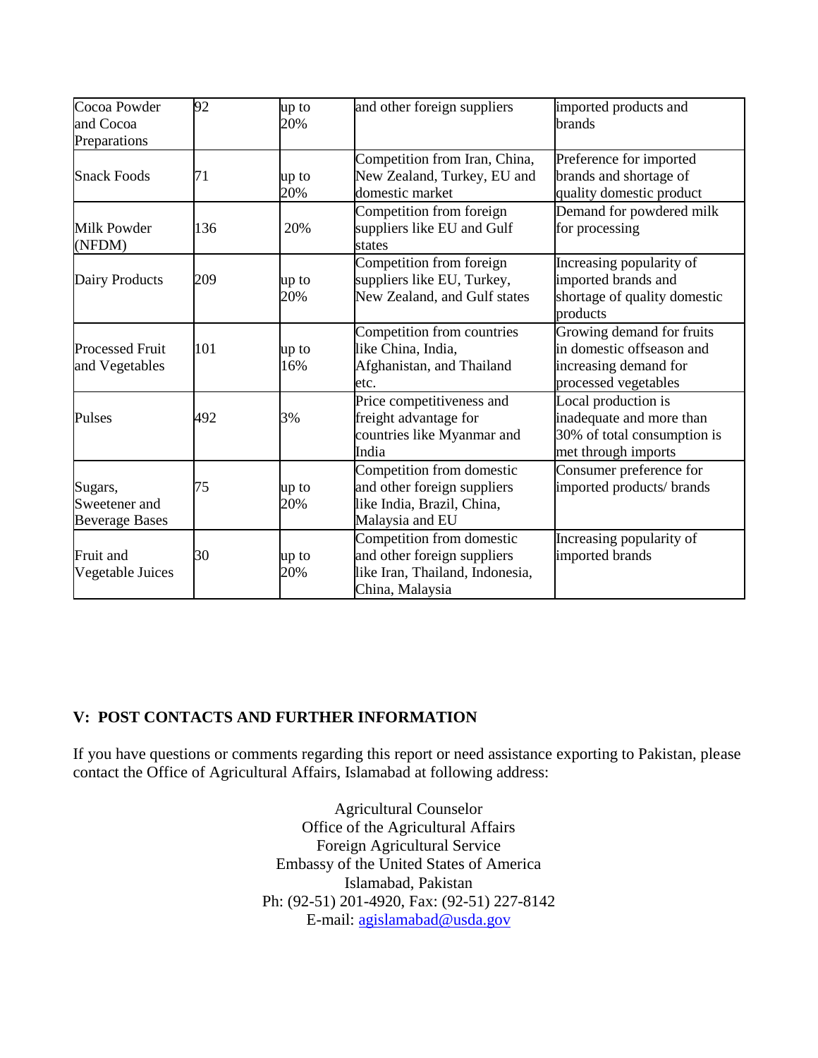| Cocoa Powder and Cocoa Preparations | 92 | up to 20% | and other foreign suppliers | imported products and brands |
|---|---|---|---|---|
| Snack Foods | 71 | up to 20% | Competition from Iran, China, New Zealand, Turkey, EU and domestic market | Preference for imported brands and shortage of quality domestic product |
| Milk Powder (NFDM) | 136 | 20% | Competition from foreign suppliers like EU and Gulf states | Demand for powdered milk for processing |
| Dairy Products | 209 | up to 20% | Competition from foreign suppliers like EU, Turkey, New Zealand, and Gulf states | Increasing popularity of imported brands and shortage of quality domestic products |
| Processed Fruit and Vegetables | 101 | up to 16% | Competition from countries like China, India, Afghanistan, and Thailand etc. | Growing demand for fruits in domestic offseason and increasing demand for processed vegetables |
| Pulses | 492 | 3% | Price competitiveness and freight advantage for countries like Myanmar and India | Local production is inadequate and more than 30% of total consumption is met through imports |
| Sugars, Sweetener and Beverage Bases | 75 | up to 20% | Competition from domestic and other foreign suppliers like India, Brazil, China, Malaysia and EU | Consumer preference for imported products/ brands |
| Fruit and Vegetable Juices | 30 | up to 20% | Competition from domestic and other foreign suppliers like Iran, Thailand, Indonesia, China, Malaysia | Increasing popularity of imported brands |

## V: POST CONTACTS AND FURTHER INFORMATION

If you have questions or comments regarding this report or need assistance exporting to Pakistan, please contact the Office of Agricultural Affairs, Islamabad at following address:

Agricultural Counselor
Office of the Agricultural Affairs
Foreign Agricultural Service
Embassy of the United States of America
Islamabad, Pakistan
Ph: (92-51) 201-4920, Fax: (92-51) 227-8142
E-mail: agislamabad@usda.gov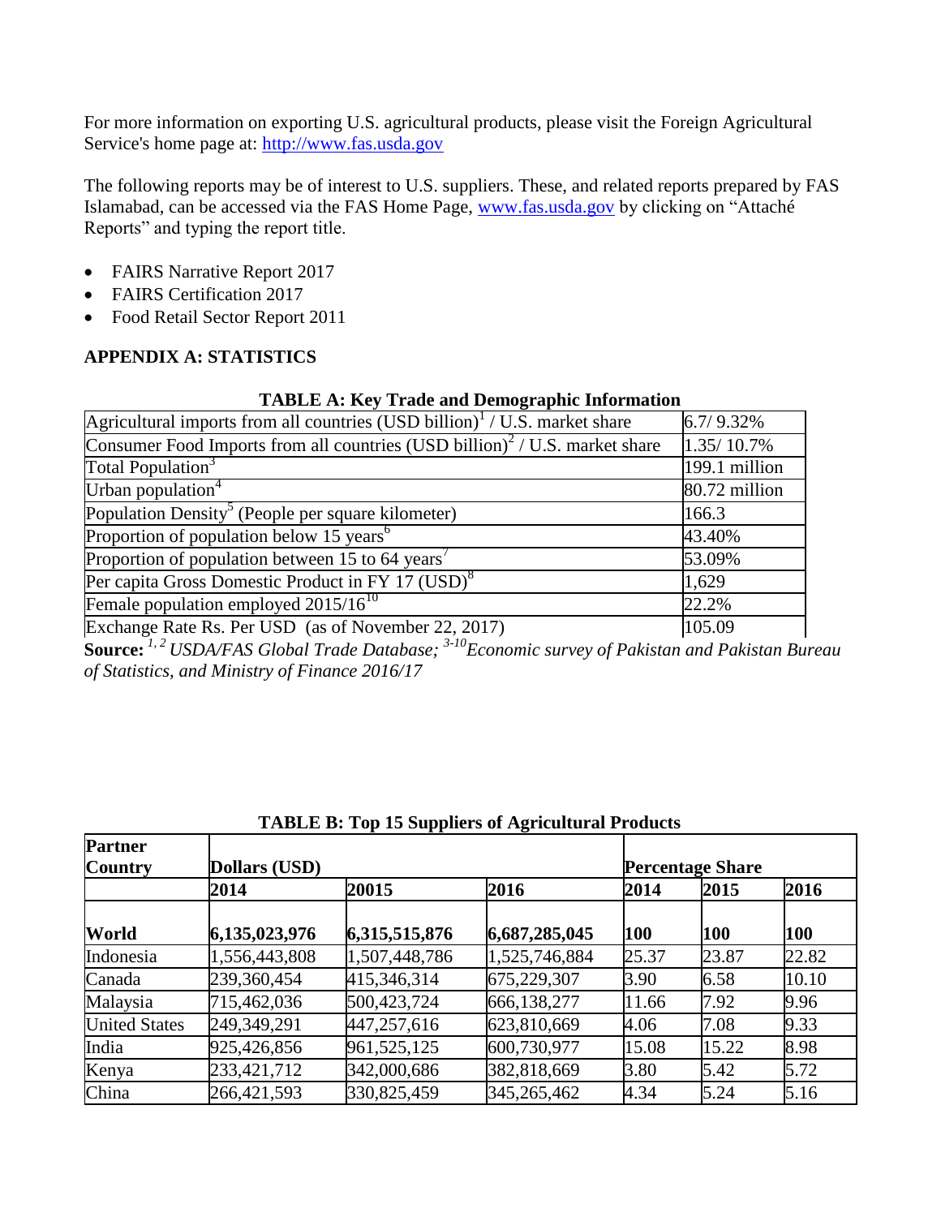For more information on exporting U.S. agricultural products, please visit the Foreign Agricultural Service's home page at: http://www.fas.usda.gov

The following reports may be of interest to U.S. suppliers. These, and related reports prepared by FAS Islamabad, can be accessed via the FAS Home Page, www.fas.usda.gov by clicking on "Attaché Reports" and typing the report title.

- FAIRS Narrative Report 2017
- FAIRS Certification 2017
- Food Retail Sector Report 2011

**APPENDIX A: STATISTICS**

**TABLE A: Key Trade and Demographic Information**

| | |
|---|---|
| Agricultural imports from all countries (USD billion)[1] / U.S. market share | 6.7/ 9.32% |
| Consumer Food Imports from all countries (USD billion)[2] / U.S. market share | 1.35/ 10.7% |
| Total Population[3] | 199.1 million |
| Urban population[4] | 80.72 million |
| Population Density[5] (People per square kilometer) | 166.3 |
| Proportion of population below 15 years[6] | 43.40% |
| Proportion of population between 15 to 64 years[7] | 53.09% |
| Per capita Gross Domestic Product in FY 17 (USD)[8] | 1,629 |
| Female population employed 2015/16[10] | 22.2% |
| Exchange Rate Rs. Per USD (as of November 22, 2017) | 105.09 |

**Source:** *[1, 2] USDA/FAS Global Trade Database; [3-10]Economic survey of Pakistan and Pakistan Bureau of Statistics, and Ministry of Finance 2016/17*

**TABLE B: Top 15 Suppliers of Agricultural Products**

| Partner Country | Dollars (USD) | | | Percentage Share | | |
|---|---|---|---|---|---|---|
| | 2014 | 20015 | 2016 | 2014 | 2015 | 2016 |
| **World** | **6,135,023,976** | **6,315,515,876** | **6,687,285,045** | **100** | **100** | **100** |
| Indonesia | 1,556,443,808 | 1,507,448,786 | 1,525,746,884 | 25.37 | 23.87 | 22.82 |
| Canada | 239,360,454 | 415,346,314 | 675,229,307 | 3.90 | 6.58 | 10.10 |
| Malaysia | 715,462,036 | 500,423,724 | 666,138,277 | 11.66 | 7.92 | 9.96 |
| United States | 249,349,291 | 447,257,616 | 623,810,669 | 4.06 | 7.08 | 9.33 |
| India | 925,426,856 | 961,525,125 | 600,730,977 | 15.08 | 15.22 | 8.98 |
| Kenya | 233,421,712 | 342,000,686 | 382,818,669 | 3.80 | 5.42 | 5.72 |
| China | 266,421,593 | 330,825,459 | 345,265,462 | 4.34 | 5.24 | 5.16 |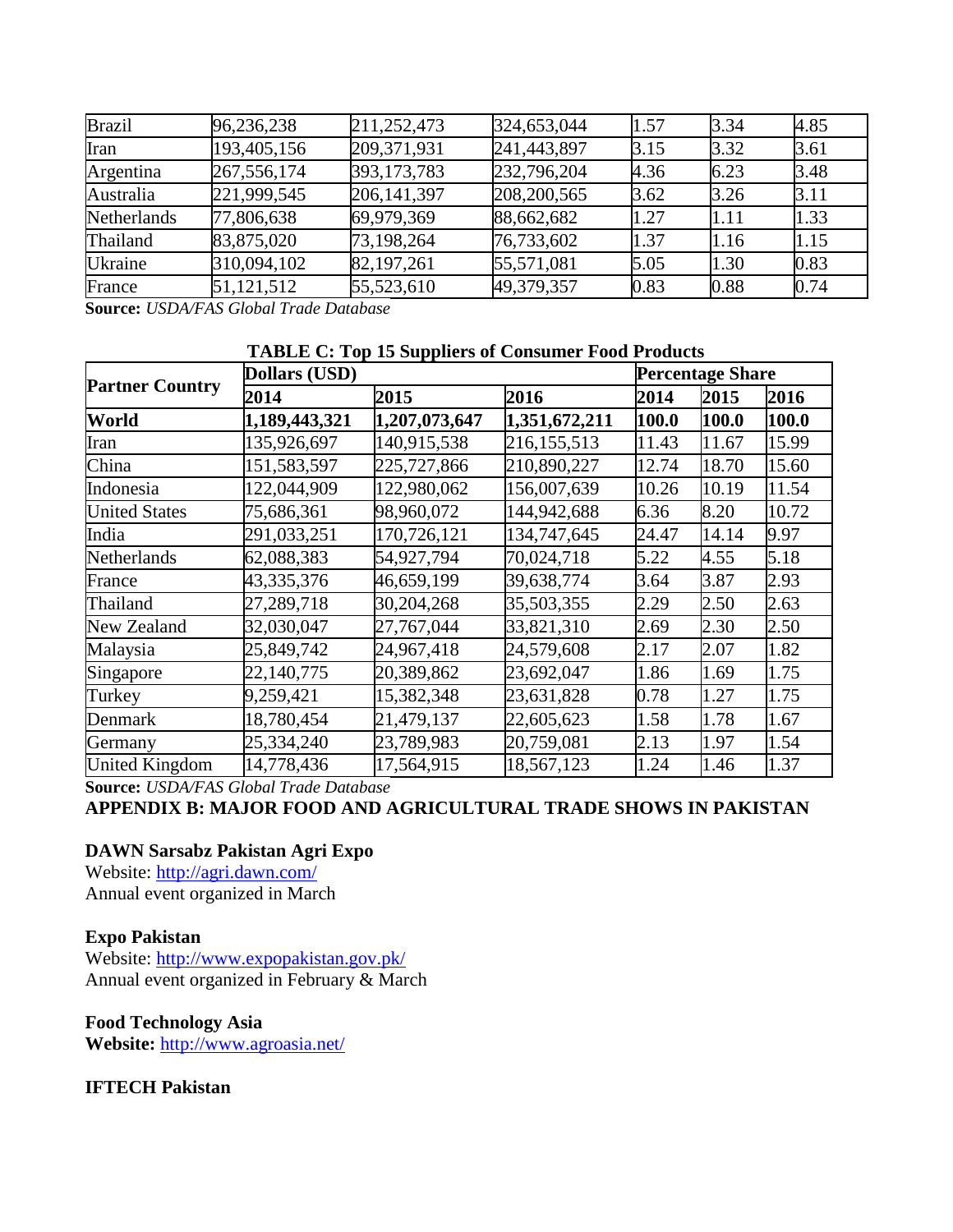| Brazil | 96,236,238 | 211,252,473 | 324,653,044 | 1.57 | 3.34 | 4.85 |
|---|---|---|---|---|---|---|
| Iran | 193,405,156 | 209,371,931 | 241,443,897 | 3.15 | 3.32 | 3.61 |
| Argentina | 267,556,174 | 393,173,783 | 232,796,204 | 4.36 | 6.23 | 3.48 |
| Australia | 221,999,545 | 206,141,397 | 208,200,565 | 3.62 | 3.26 | 3.11 |
| Netherlands | 77,806,638 | 69,979,369 | 88,662,682 | 1.27 | 1.11 | 1.33 |
| Thailand | 83,875,020 | 73,198,264 | 76,733,602 | 1.37 | 1.16 | 1.15 |
| Ukraine | 310,094,102 | 82,197,261 | 55,571,081 | 5.05 | 1.30 | 0.83 |
| France | 51,121,512 | 55,523,610 | 49,379,357 | 0.83 | 0.88 | 0.74 |

**Source:** *USDA/FAS Global Trade Database*

**TABLE C: Top 15 Suppliers of Consumer Food Products**

| Partner Country | Dollars (USD) | | | Percentage Share | | |
|---|---|---|---|---|---|---|
| | **2014** | **2015** | **2016** | **2014** | **2015** | **2016** |
| **World** | **1,189,443,321** | **1,207,073,647** | **1,351,672,211** | **100.0** | **100.0** | **100.0** |
| Iran | 135,926,697 | 140,915,538 | 216,155,513 | 11.43 | 11.67 | 15.99 |
| China | 151,583,597 | 225,727,866 | 210,890,227 | 12.74 | 18.70 | 15.60 |
| Indonesia | 122,044,909 | 122,980,062 | 156,007,639 | 10.26 | 10.19 | 11.54 |
| United States | 75,686,361 | 98,960,072 | 144,942,688 | 6.36 | 8.20 | 10.72 |
| India | 291,033,251 | 170,726,121 | 134,747,645 | 24.47 | 14.14 | 9.97 |
| Netherlands | 62,088,383 | 54,927,794 | 70,024,718 | 5.22 | 4.55 | 5.18 |
| France | 43,335,376 | 46,659,199 | 39,638,774 | 3.64 | 3.87 | 2.93 |
| Thailand | 27,289,718 | 30,204,268 | 35,503,355 | 2.29 | 2.50 | 2.63 |
| New Zealand | 32,030,047 | 27,767,044 | 33,821,310 | 2.69 | 2.30 | 2.50 |
| Malaysia | 25,849,742 | 24,967,418 | 24,579,608 | 2.17 | 2.07 | 1.82 |
| Singapore | 22,140,775 | 20,389,862 | 23,692,047 | 1.86 | 1.69 | 1.75 |
| Turkey | 9,259,421 | 15,382,348 | 23,631,828 | 0.78 | 1.27 | 1.75 |
| Denmark | 18,780,454 | 21,479,137 | 22,605,623 | 1.58 | 1.78 | 1.67 |
| Germany | 25,334,240 | 23,789,983 | 20,759,081 | 2.13 | 1.97 | 1.54 |
| United Kingdom | 14,778,436 | 17,564,915 | 18,567,123 | 1.24 | 1.46 | 1.37 |

**Source:** *USDA/FAS Global Trade Database*

## APPENDIX B: MAJOR FOOD AND AGRICULTURAL TRADE SHOWS IN PAKISTAN

**DAWN Sarsabz Pakistan Agri Expo**
Website: http://agri.dawn.com/
Annual event organized in March

**Expo Pakistan**
Website: http://www.expopakistan.gov.pk/
Annual event organized in February & March

**Food Technology Asia**
**Website:** http://www.agroasia.net/

**IFTECH Pakistan**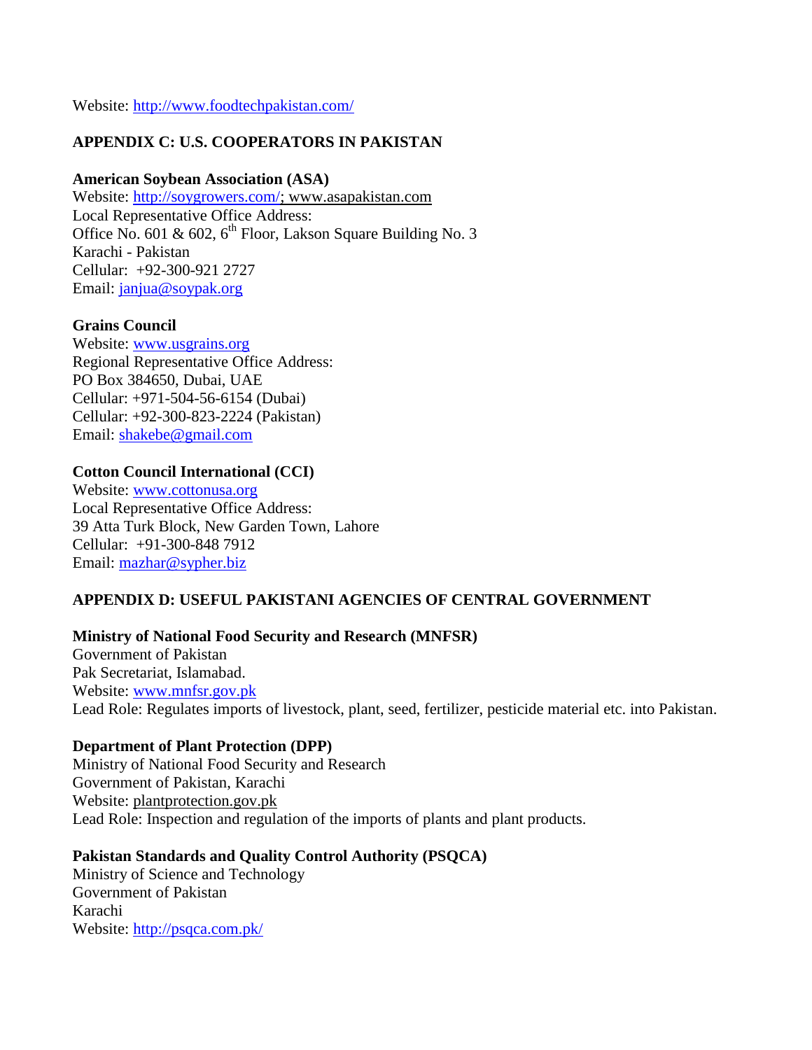Website: http://www.foodtechpakistan.com/

## APPENDIX C: U.S. COOPERATORS IN PAKISTAN

**American Soybean Association (ASA)**
Website: http://soygrowers.com/; www.asapakistan.com
Local Representative Office Address:
Office No. 601 & 602, 6th Floor, Lakson Square Building No. 3
Karachi - Pakistan
Cellular: +92-300-921 2727
Email: janjua@soypak.org

**Grains Council**
Website: www.usgrains.org
Regional Representative Office Address:
PO Box 384650, Dubai, UAE
Cellular: +971-504-56-6154 (Dubai)
Cellular: +92-300-823-2224 (Pakistan)
Email: shakebe@gmail.com

**Cotton Council International (CCI)**
Website: www.cottonusa.org
Local Representative Office Address:
39 Atta Turk Block, New Garden Town, Lahore
Cellular: +91-300-848 7912
Email: mazhar@sypher.biz

## APPENDIX D: USEFUL PAKISTANI AGENCIES OF CENTRAL GOVERNMENT

**Ministry of National Food Security and Research (MNFSR)**
Government of Pakistan
Pak Secretariat, Islamabad.
Website: www.mnfsr.gov.pk
Lead Role: Regulates imports of livestock, plant, seed, fertilizer, pesticide material etc. into Pakistan.

**Department of Plant Protection (DPP)**
Ministry of National Food Security and Research
Government of Pakistan, Karachi
Website: plantprotection.gov.pk
Lead Role: Inspection and regulation of the imports of plants and plant products.

**Pakistan Standards and Quality Control Authority (PSQCA)**
Ministry of Science and Technology
Government of Pakistan
Karachi
Website: http://psqca.com.pk/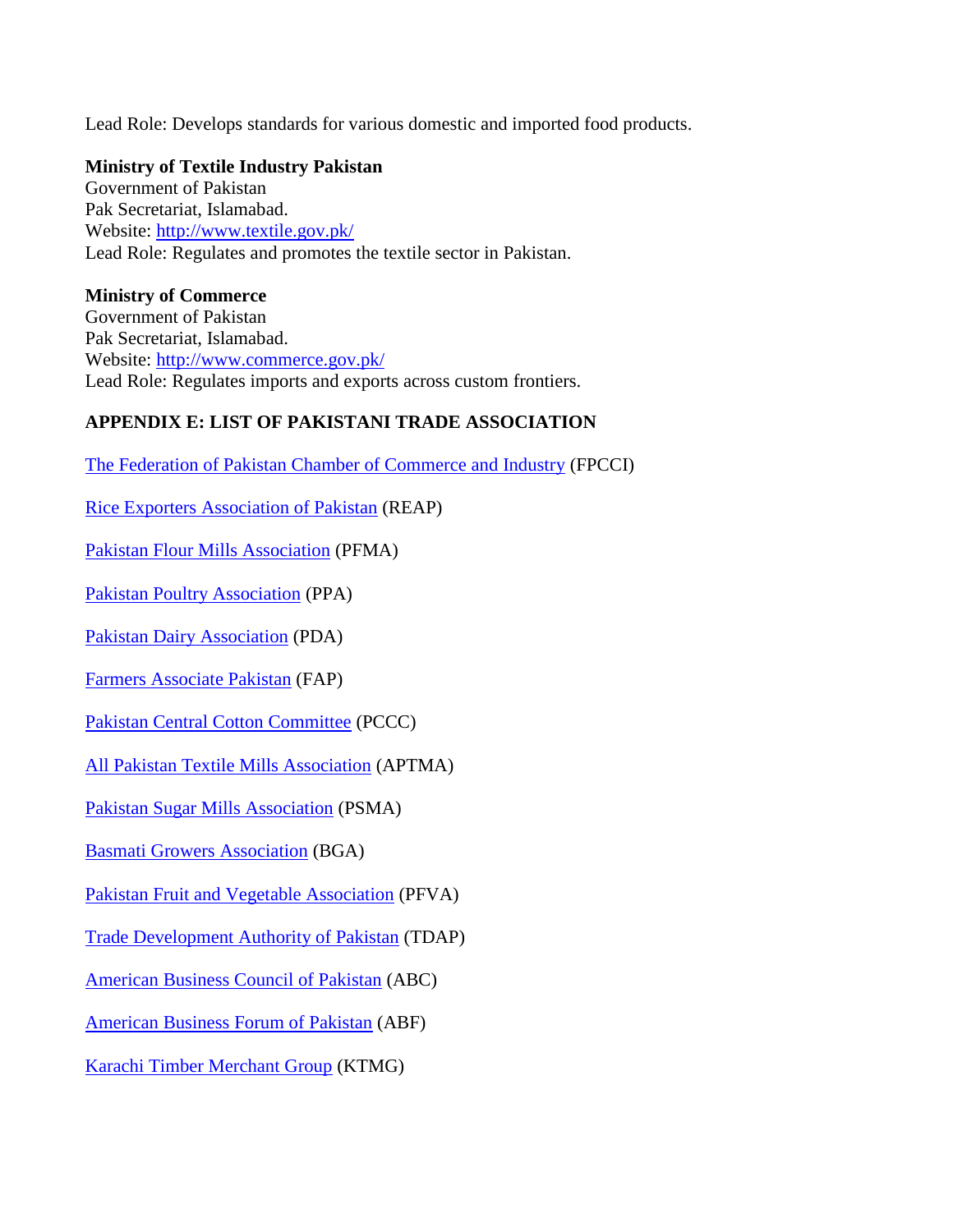Lead Role: Develops standards for various domestic and imported food products.

**Ministry of Textile Industry Pakistan**
Government of Pakistan
Pak Secretariat, Islamabad.
Website: http://www.textile.gov.pk/
Lead Role: Regulates and promotes the textile sector in Pakistan.

**Ministry of Commerce**
Government of Pakistan
Pak Secretariat, Islamabad.
Website: http://www.commerce.gov.pk/
Lead Role: Regulates imports and exports across custom frontiers.

## APPENDIX E: LIST OF PAKISTANI TRADE ASSOCIATION

The Federation of Pakistan Chamber of Commerce and Industry (FPCCI)

Rice Exporters Association of Pakistan (REAP)

Pakistan Flour Mills Association (PFMA)

Pakistan Poultry Association (PPA)

Pakistan Dairy Association (PDA)

Farmers Associate Pakistan (FAP)

Pakistan Central Cotton Committee (PCCC)

All Pakistan Textile Mills Association (APTMA)

Pakistan Sugar Mills Association (PSMA)

Basmati Growers Association (BGA)

Pakistan Fruit and Vegetable Association (PFVA)

Trade Development Authority of Pakistan (TDAP)

American Business Council of Pakistan (ABC)

American Business Forum of Pakistan (ABF)

Karachi Timber Merchant Group (KTMG)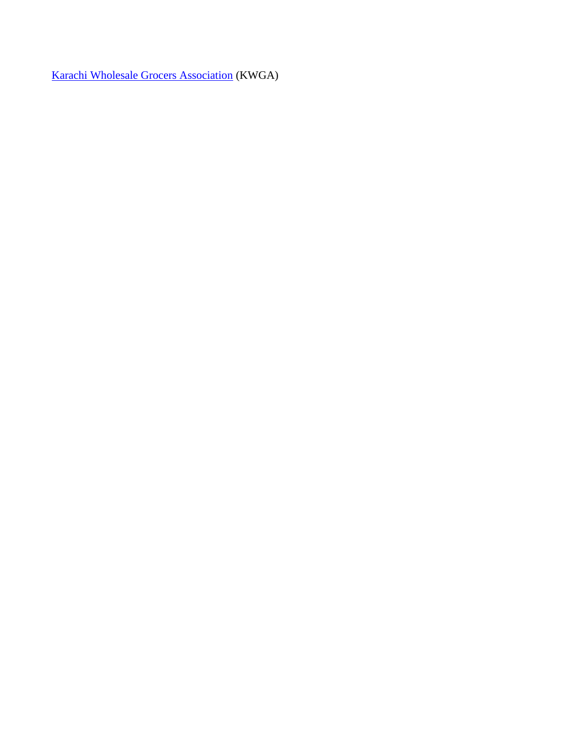Karachi Wholesale Grocers Association (KWGA)